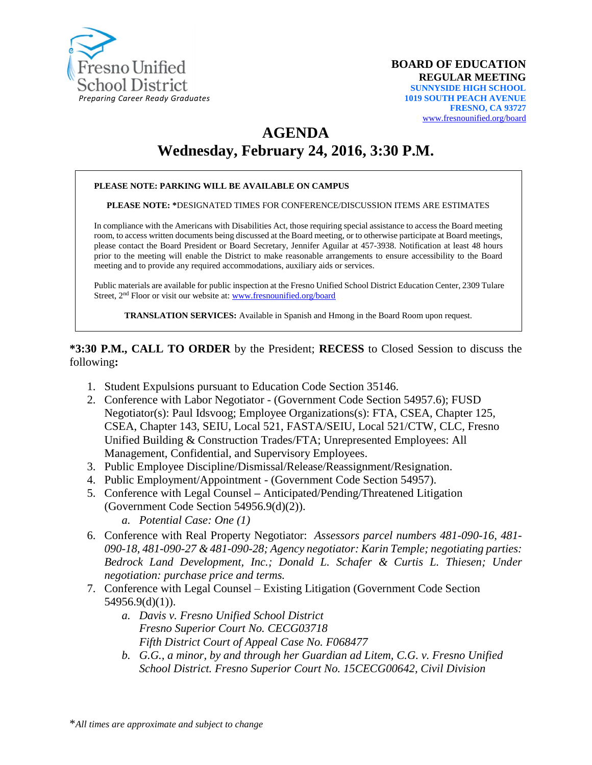Fresno Unified School District
*Preparing Career Ready Graduates*

**BOARD OF EDUCATION**
**REGULAR MEETING**
**SUNNYSIDE HIGH SCHOOL**
**1019 SOUTH PEACH AVENUE**
**FRESNO, CA 93727**
www.fresnounified.org/board

# AGENDA
## Wednesday, February 24, 2016, 3:30 P.M.

**PLEASE NOTE: PARKING WILL BE AVAILABLE ON CAMPUS**

**PLEASE NOTE: ***DESIGNATED TIMES FOR CONFERENCE/DISCUSSION ITEMS ARE ESTIMATES

In compliance with the Americans with Disabilities Act, those requiring special assistance to access the Board meeting room, to access written documents being discussed at the Board meeting, or to otherwise participate at Board meetings, please contact the Board President or Board Secretary, Jennifer Aguilar at 457-3938. Notification at least 48 hours prior to the meeting will enable the District to make reasonable arrangements to ensure accessibility to the Board meeting and to provide any required accommodations, auxiliary aids or services.

Public materials are available for public inspection at the Fresno Unified School District Education Center, 2309 Tulare Street, 2nd Floor or visit our website at: www.fresnounified.org/board

**TRANSLATION SERVICES:** Available in Spanish and Hmong in the Board Room upon request.

***3:30 P.M., CALL TO ORDER** by the President; **RECESS** to Closed Session to discuss the following**:**

1. Student Expulsions pursuant to Education Code Section 35146.
2. Conference with Labor Negotiator - (Government Code Section 54957.6); FUSD Negotiator(s): Paul Idsvoog; Employee Organizations(s): FTA, CSEA, Chapter 125, CSEA, Chapter 143, SEIU, Local 521, FASTA/SEIU, Local 521/CTW, CLC, Fresno Unified Building & Construction Trades/FTA; Unrepresented Employees: All Management, Confidential, and Supervisory Employees.
3. Public Employee Discipline/Dismissal/Release/Reassignment/Resignation.
4. Public Employment/Appointment - (Government Code Section 54957).
5. Conference with Legal Counsel – Anticipated/Pending/Threatened Litigation (Government Code Section 54956.9(d)(2)).
    a. *Potential Case: One (1)*
6. Conference with Real Property Negotiator: *Assessors parcel numbers 481-090-16, 481-090-18, 481-090-27 & 481-090-28; Agency negotiator: Karin Temple; negotiating parties: Bedrock Land Development, Inc.; Donald L. Schafer & Curtis L. Thiesen; Under negotiation: purchase price and terms.*
7. Conference with Legal Counsel – Existing Litigation (Government Code Section 54956.9(d)(1)).
    a. *Davis v. Fresno Unified School District*
       *Fresno Superior Court No. CECG03718*
       *Fifth District Court of Appeal Case No. F068477*
    b. *G.G., a minor, by and through her Guardian ad Litem, C.G. v. Fresno Unified School District. Fresno Superior Court No. 15CECG00642, Civil Division*

**All times are approximate and subject to change*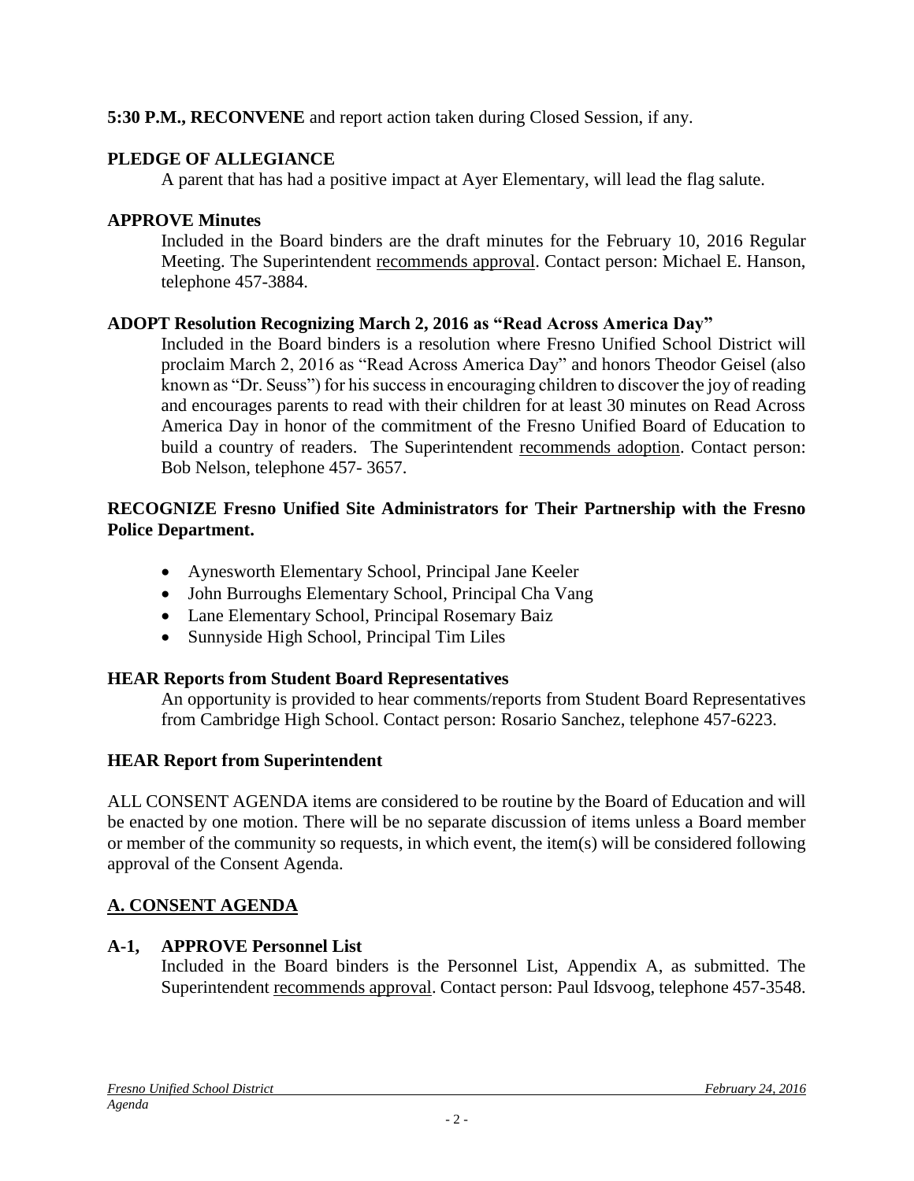**5:30 P.M., RECONVENE** and report action taken during Closed Session, if any.

**PLEDGE OF ALLEGIANCE**

A parent that has had a positive impact at Ayer Elementary, will lead the flag salute.

**APPROVE Minutes**

Included in the Board binders are the draft minutes for the February 10, 2016 Regular Meeting. The Superintendent recommends approval. Contact person: Michael E. Hanson, telephone 457-3884.

**ADOPT Resolution Recognizing March 2, 2016 as "Read Across America Day"**

Included in the Board binders is a resolution where Fresno Unified School District will proclaim March 2, 2016 as "Read Across America Day" and honors Theodor Geisel (also known as "Dr. Seuss") for his success in encouraging children to discover the joy of reading and encourages parents to read with their children for at least 30 minutes on Read Across America Day in honor of the commitment of the Fresno Unified Board of Education to build a country of readers. The Superintendent recommends adoption. Contact person: Bob Nelson, telephone 457- 3657.

**RECOGNIZE Fresno Unified Site Administrators for Their Partnership with the Fresno Police Department.**

- Aynesworth Elementary School, Principal Jane Keeler
- John Burroughs Elementary School, Principal Cha Vang
- Lane Elementary School, Principal Rosemary Baiz
- Sunnyside High School, Principal Tim Liles

**HEAR Reports from Student Board Representatives**

An opportunity is provided to hear comments/reports from Student Board Representatives from Cambridge High School. Contact person: Rosario Sanchez, telephone 457-6223.

**HEAR Report from Superintendent**

ALL CONSENT AGENDA items are considered to be routine by the Board of Education and will be enacted by one motion. There will be no separate discussion of items unless a Board member or member of the community so requests, in which event, the item(s) will be considered following approval of the Consent Agenda.

## A. CONSENT AGENDA

**A-1, APPROVE Personnel List**

Included in the Board binders is the Personnel List, Appendix A, as submitted. The Superintendent recommends approval. Contact person: Paul Idsvoog, telephone 457-3548.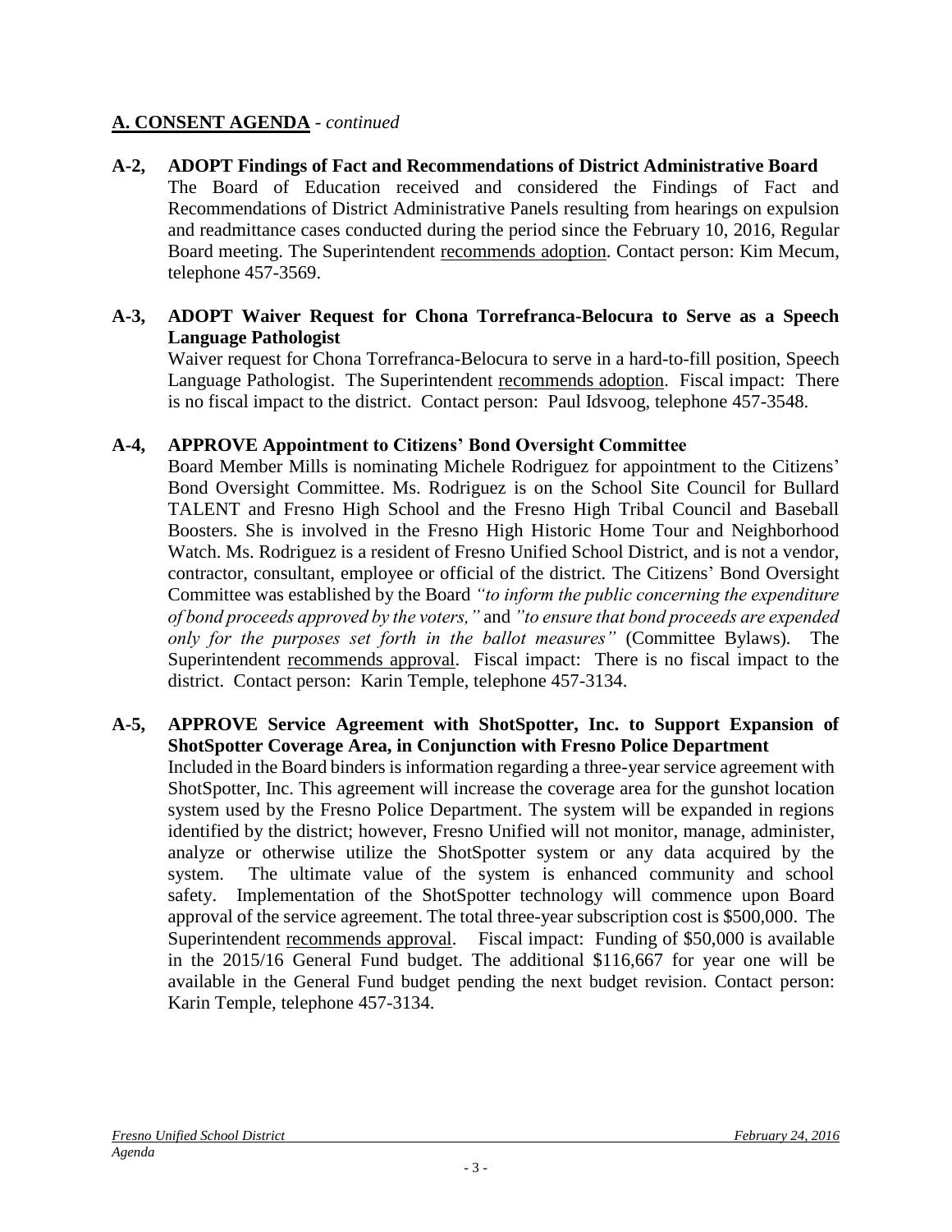## A. CONSENT AGENDA - *continued*

**A-2, ADOPT Findings of Fact and Recommendations of District Administrative Board**
The Board of Education received and considered the Findings of Fact and Recommendations of District Administrative Panels resulting from hearings on expulsion and readmittance cases conducted during the period since the February 10, 2016, Regular Board meeting. The Superintendent recommends adoption. Contact person: Kim Mecum, telephone 457-3569.

**A-3, ADOPT Waiver Request for Chona Torrefranca-Belocura to Serve as a Speech Language Pathologist**
Waiver request for Chona Torrefranca-Belocura to serve in a hard-to-fill position, Speech Language Pathologist. The Superintendent recommends adoption. Fiscal impact: There is no fiscal impact to the district. Contact person: Paul Idsvoog, telephone 457-3548.

**A-4, APPROVE Appointment to Citizens' Bond Oversight Committee**
Board Member Mills is nominating Michele Rodriguez for appointment to the Citizens' Bond Oversight Committee. Ms. Rodriguez is on the School Site Council for Bullard TALENT and Fresno High School and the Fresno High Tribal Council and Baseball Boosters. She is involved in the Fresno High Historic Home Tour and Neighborhood Watch. Ms. Rodriguez is a resident of Fresno Unified School District, and is not a vendor, contractor, consultant, employee or official of the district. The Citizens' Bond Oversight Committee was established by the Board *"to inform the public concerning the expenditure of bond proceeds approved by the voters,"* and *"to ensure that bond proceeds are expended only for the purposes set forth in the ballot measures"* (Committee Bylaws). The Superintendent recommends approval. Fiscal impact: There is no fiscal impact to the district. Contact person: Karin Temple, telephone 457-3134.

**A-5, APPROVE Service Agreement with ShotSpotter, Inc. to Support Expansion of ShotSpotter Coverage Area, in Conjunction with Fresno Police Department**
Included in the Board binders is information regarding a three-year service agreement with ShotSpotter, Inc. This agreement will increase the coverage area for the gunshot location system used by the Fresno Police Department. The system will be expanded in regions identified by the district; however, Fresno Unified will not monitor, manage, administer, analyze or otherwise utilize the ShotSpotter system or any data acquired by the system. The ultimate value of the system is enhanced community and school safety. Implementation of the ShotSpotter technology will commence upon Board approval of the service agreement. The total three-year subscription cost is $500,000. The Superintendent recommends approval. Fiscal impact: Funding of $50,000 is available in the 2015/16 General Fund budget. The additional $116,667 for year one will be available in the General Fund budget pending the next budget revision. Contact person: Karin Temple, telephone 457-3134.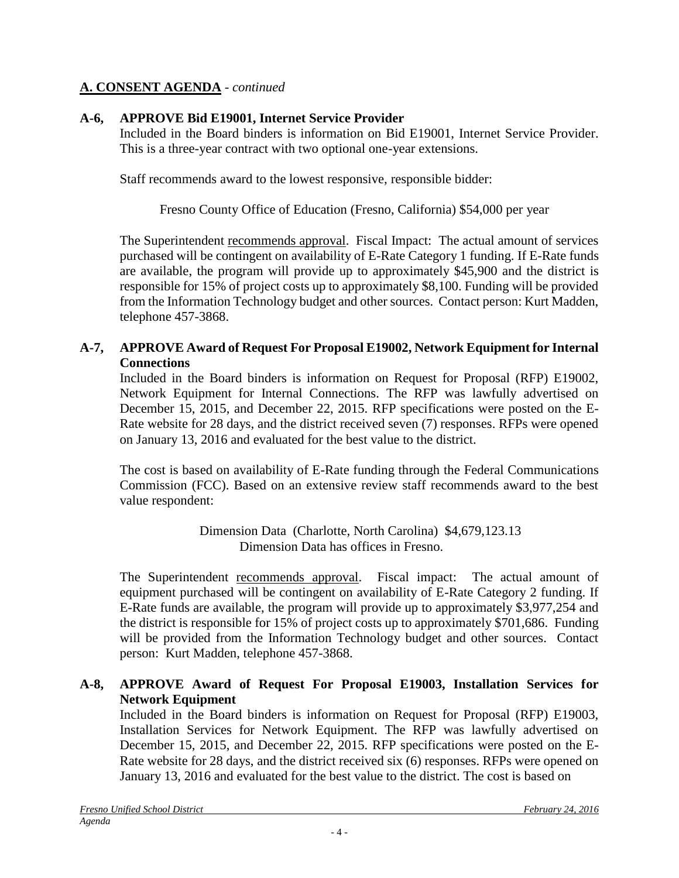## A. CONSENT AGENDA - *continued*

**A-6, APPROVE Bid E19001, Internet Service Provider**

Included in the Board binders is information on Bid E19001, Internet Service Provider. This is a three-year contract with two optional one-year extensions.

Staff recommends award to the lowest responsive, responsible bidder:

Fresno County Office of Education (Fresno, California) $54,000 per year

The Superintendent recommends approval. Fiscal Impact: The actual amount of services purchased will be contingent on availability of E-Rate Category 1 funding. If E-Rate funds are available, the program will provide up to approximately $45,900 and the district is responsible for 15% of project costs up to approximately $8,100. Funding will be provided from the Information Technology budget and other sources. Contact person: Kurt Madden, telephone 457-3868.

**A-7, APPROVE Award of Request For Proposal E19002, Network Equipment for Internal Connections**

Included in the Board binders is information on Request for Proposal (RFP) E19002, Network Equipment for Internal Connections. The RFP was lawfully advertised on December 15, 2015, and December 22, 2015. RFP specifications were posted on the E-Rate website for 28 days, and the district received seven (7) responses. RFPs were opened on January 13, 2016 and evaluated for the best value to the district.

The cost is based on availability of E-Rate funding through the Federal Communications Commission (FCC). Based on an extensive review staff recommends award to the best value respondent:

Dimension Data (Charlotte, North Carolina) $4,679,123.13
Dimension Data has offices in Fresno.

The Superintendent recommends approval. Fiscal impact: The actual amount of equipment purchased will be contingent on availability of E-Rate Category 2 funding. If E-Rate funds are available, the program will provide up to approximately $3,977,254 and the district is responsible for 15% of project costs up to approximately $701,686. Funding will be provided from the Information Technology budget and other sources. Contact person: Kurt Madden, telephone 457-3868.

**A-8, APPROVE Award of Request For Proposal E19003, Installation Services for Network Equipment**

Included in the Board binders is information on Request for Proposal (RFP) E19003, Installation Services for Network Equipment. The RFP was lawfully advertised on December 15, 2015, and December 22, 2015. RFP specifications were posted on the E-Rate website for 28 days, and the district received six (6) responses. RFPs were opened on January 13, 2016 and evaluated for the best value to the district. The cost is based on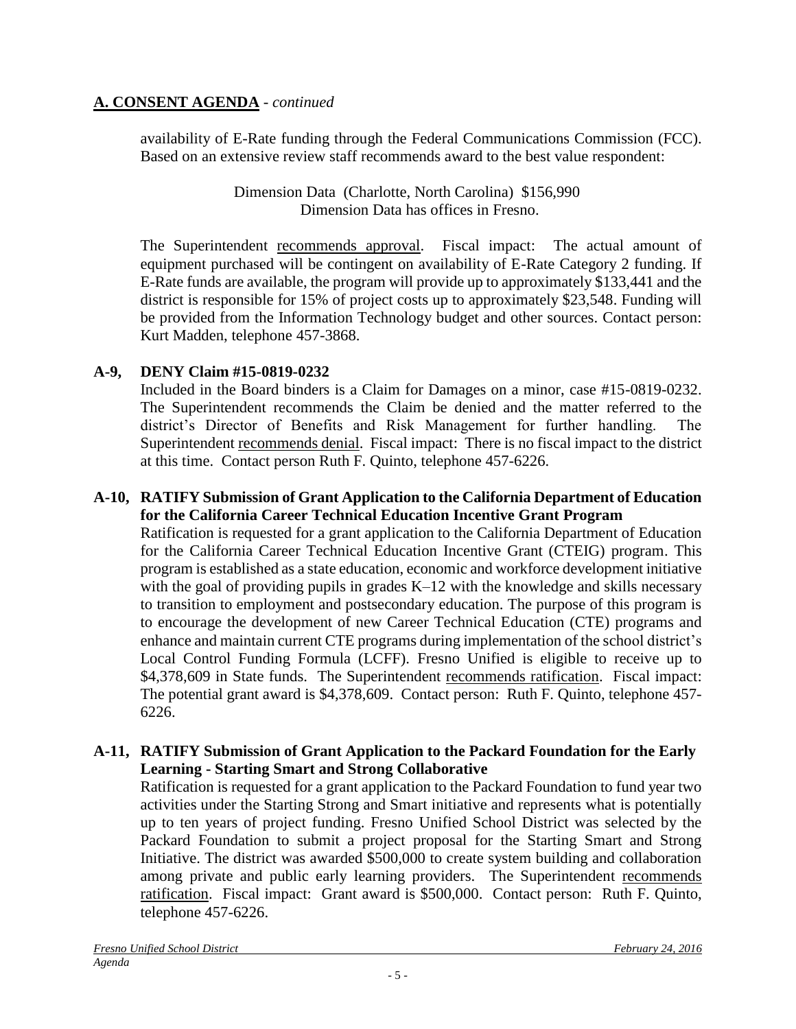## A. CONSENT AGENDA - *continued*

availability of E-Rate funding through the Federal Communications Commission (FCC). Based on an extensive review staff recommends award to the best value respondent:

Dimension Data (Charlotte, North Carolina) $156,990
Dimension Data has offices in Fresno.

The Superintendent recommends approval. Fiscal impact: The actual amount of equipment purchased will be contingent on availability of E-Rate Category 2 funding. If E-Rate funds are available, the program will provide up to approximately $133,441 and the district is responsible for 15% of project costs up to approximately $23,548. Funding will be provided from the Information Technology budget and other sources. Contact person: Kurt Madden, telephone 457-3868.

**A-9, DENY Claim #15-0819-0232**

Included in the Board binders is a Claim for Damages on a minor, case #15-0819-0232. The Superintendent recommends the Claim be denied and the matter referred to the district's Director of Benefits and Risk Management for further handling. The Superintendent recommends denial. Fiscal impact: There is no fiscal impact to the district at this time. Contact person Ruth F. Quinto, telephone 457-6226.

**A-10, RATIFY Submission of Grant Application to the California Department of Education for the California Career Technical Education Incentive Grant Program**

Ratification is requested for a grant application to the California Department of Education for the California Career Technical Education Incentive Grant (CTEIG) program. This program is established as a state education, economic and workforce development initiative with the goal of providing pupils in grades K–12 with the knowledge and skills necessary to transition to employment and postsecondary education. The purpose of this program is to encourage the development of new Career Technical Education (CTE) programs and enhance and maintain current CTE programs during implementation of the school district's Local Control Funding Formula (LCFF). Fresno Unified is eligible to receive up to $4,378,609 in State funds. The Superintendent recommends ratification. Fiscal impact: The potential grant award is $4,378,609. Contact person: Ruth F. Quinto, telephone 457-6226.

**A-11, RATIFY Submission of Grant Application to the Packard Foundation for the Early Learning - Starting Smart and Strong Collaborative**

Ratification is requested for a grant application to the Packard Foundation to fund year two activities under the Starting Strong and Smart initiative and represents what is potentially up to ten years of project funding. Fresno Unified School District was selected by the Packard Foundation to submit a project proposal for the Starting Smart and Strong Initiative. The district was awarded $500,000 to create system building and collaboration among private and public early learning providers. The Superintendent recommends ratification. Fiscal impact: Grant award is $500,000. Contact person: Ruth F. Quinto, telephone 457-6226.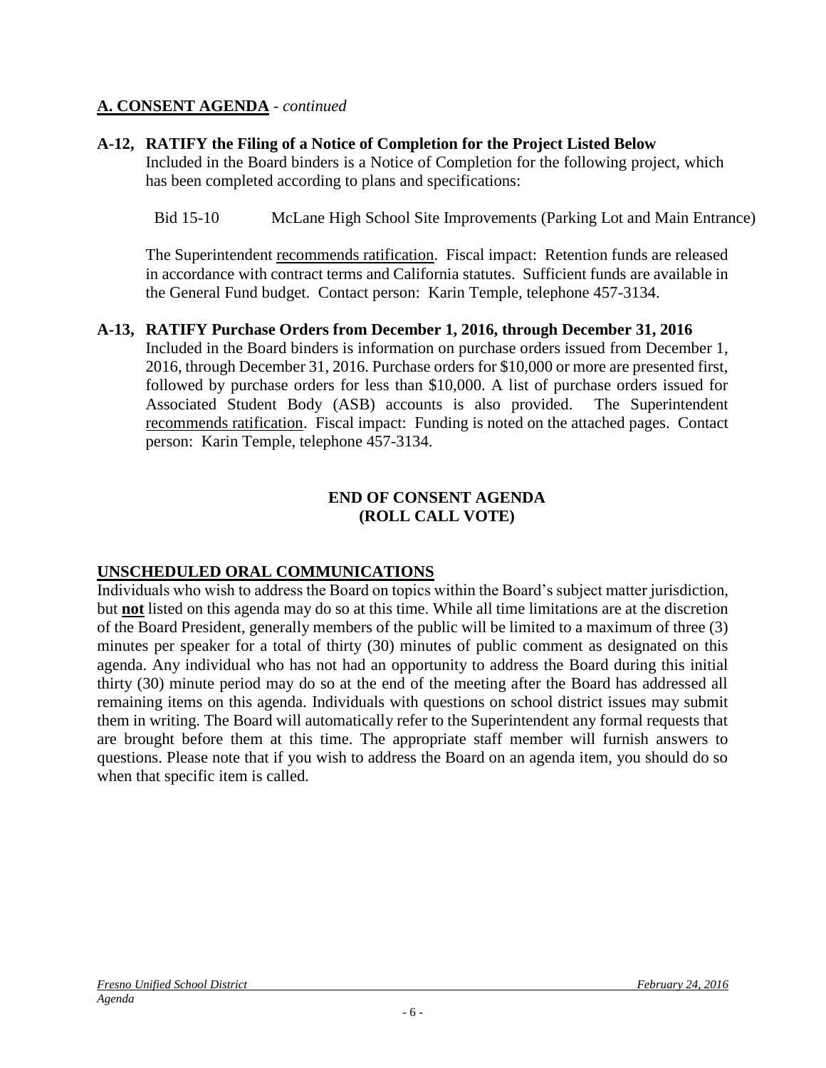## A. CONSENT AGENDA - *continued*

**A-12, RATIFY the Filing of a Notice of Completion for the Project Listed Below**

Included in the Board binders is a Notice of Completion for the following project, which has been completed according to plans and specifications:

Bid 15-10 McLane High School Site Improvements (Parking Lot and Main Entrance)

The Superintendent recommends ratification. Fiscal impact: Retention funds are released in accordance with contract terms and California statutes. Sufficient funds are available in the General Fund budget. Contact person: Karin Temple, telephone 457-3134.

**A-13, RATIFY Purchase Orders from December 1, 2016, through December 31, 2016**

Included in the Board binders is information on purchase orders issued from December 1, 2016, through December 31, 2016. Purchase orders for $10,000 or more are presented first, followed by purchase orders for less than $10,000. A list of purchase orders issued for Associated Student Body (ASB) accounts is also provided. The Superintendent recommends ratification. Fiscal impact: Funding is noted on the attached pages. Contact person: Karin Temple, telephone 457-3134.

**END OF CONSENT AGENDA**
**(ROLL CALL VOTE)**

## UNSCHEDULED ORAL COMMUNICATIONS

Individuals who wish to address the Board on topics within the Board's subject matter jurisdiction, but **not** listed on this agenda may do so at this time. While all time limitations are at the discretion of the Board President, generally members of the public will be limited to a maximum of three (3) minutes per speaker for a total of thirty (30) minutes of public comment as designated on this agenda. Any individual who has not had an opportunity to address the Board during this initial thirty (30) minute period may do so at the end of the meeting after the Board has addressed all remaining items on this agenda. Individuals with questions on school district issues may submit them in writing. The Board will automatically refer to the Superintendent any formal requests that are brought before them at this time. The appropriate staff member will furnish answers to questions. Please note that if you wish to address the Board on an agenda item, you should do so when that specific item is called.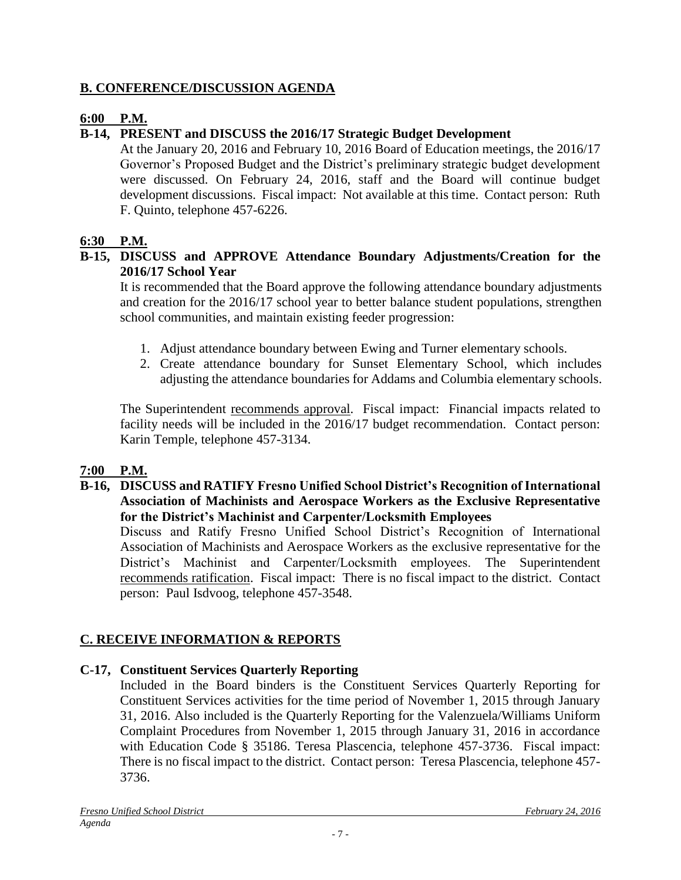## B. CONFERENCE/DISCUSSION AGENDA

**6:00 P.M.**

**B-14, PRESENT and DISCUSS the 2016/17 Strategic Budget Development**

At the January 20, 2016 and February 10, 2016 Board of Education meetings, the 2016/17 Governor's Proposed Budget and the District's preliminary strategic budget development were discussed. On February 24, 2016, staff and the Board will continue budget development discussions. Fiscal impact: Not available at this time. Contact person: Ruth F. Quinto, telephone 457-6226.

**6:30 P.M.**

**B-15, DISCUSS and APPROVE Attendance Boundary Adjustments/Creation for the 2016/17 School Year**

It is recommended that the Board approve the following attendance boundary adjustments and creation for the 2016/17 school year to better balance student populations, strengthen school communities, and maintain existing feeder progression:

1. Adjust attendance boundary between Ewing and Turner elementary schools.
2. Create attendance boundary for Sunset Elementary School, which includes adjusting the attendance boundaries for Addams and Columbia elementary schools.

The Superintendent recommends approval. Fiscal impact: Financial impacts related to facility needs will be included in the 2016/17 budget recommendation. Contact person: Karin Temple, telephone 457-3134.

**7:00 P.M.**

**B-16, DISCUSS and RATIFY Fresno Unified School District's Recognition of International Association of Machinists and Aerospace Workers as the Exclusive Representative for the District's Machinist and Carpenter/Locksmith Employees**

Discuss and Ratify Fresno Unified School District's Recognition of International Association of Machinists and Aerospace Workers as the exclusive representative for the District's Machinist and Carpenter/Locksmith employees. The Superintendent recommends ratification. Fiscal impact: There is no fiscal impact to the district. Contact person: Paul Isdvoog, telephone 457-3548.

## C. RECEIVE INFORMATION & REPORTS

**C-17, Constituent Services Quarterly Reporting**

Included in the Board binders is the Constituent Services Quarterly Reporting for Constituent Services activities for the time period of November 1, 2015 through January 31, 2016. Also included is the Quarterly Reporting for the Valenzuela/Williams Uniform Complaint Procedures from November 1, 2015 through January 31, 2016 in accordance with Education Code § 35186. Teresa Plascencia, telephone 457-3736. Fiscal impact: There is no fiscal impact to the district. Contact person: Teresa Plascencia, telephone 457-3736.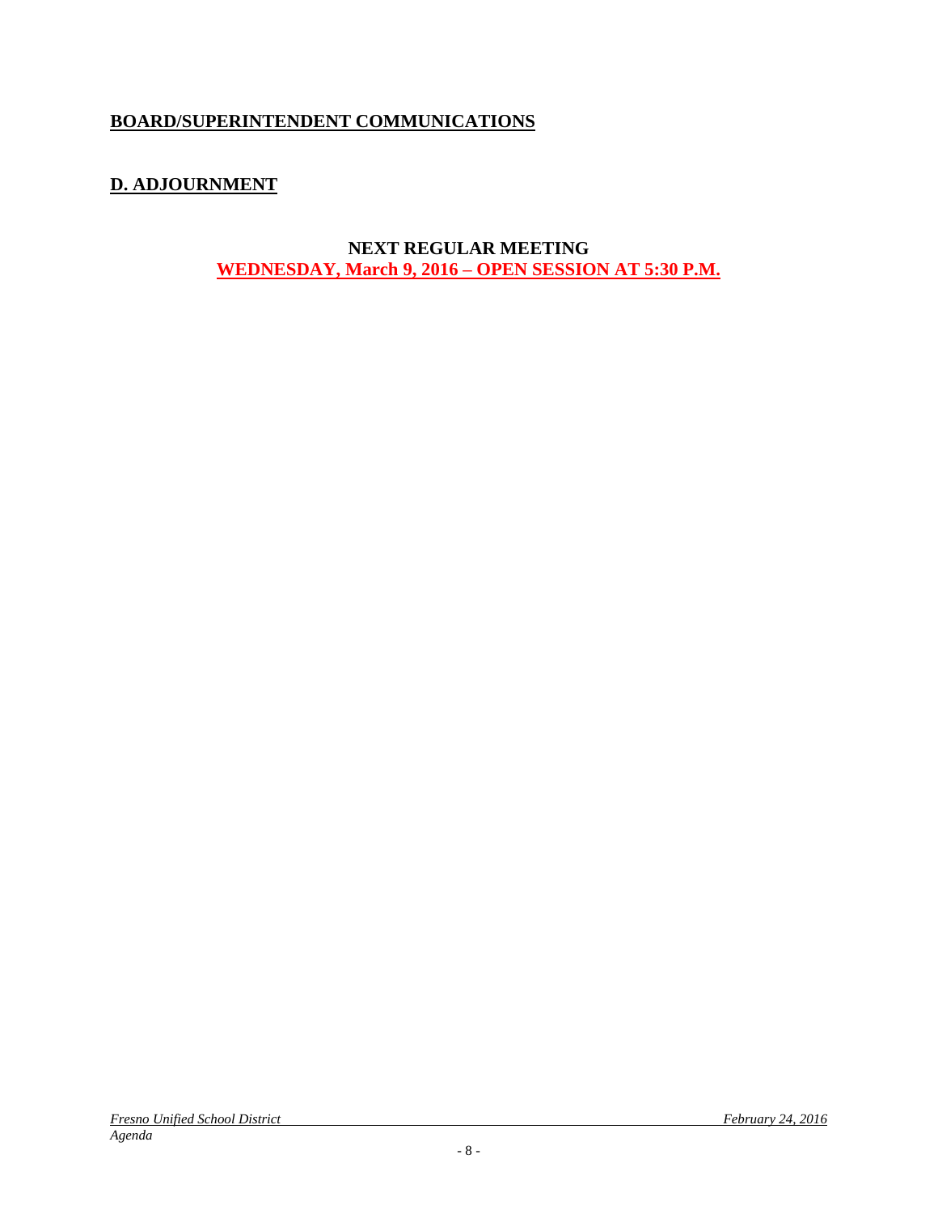## BOARD/SUPERINTENDENT COMMUNICATIONS

## D. ADJOURNMENT

**NEXT REGULAR MEETING**

**WEDNESDAY, March 9, 2016 – OPEN SESSION AT 5:30 P.M.**